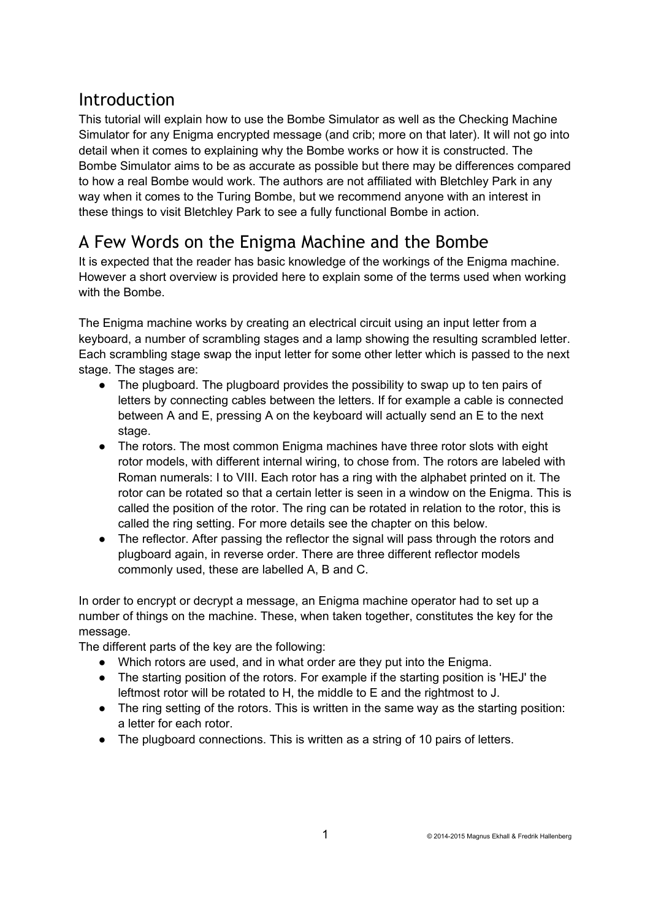# Introduction

This tutorial will explain how to use the Bombe Simulator as well as the Checking Machine Simulator for any Enigma encrypted message (and crib; more on that later). It will not go into detail when it comes to explaining why the Bombe works or how it is constructed. The Bombe Simulator aims to be as accurate as possible but there may be differences compared to how a real Bombe would work. The authors are not affiliated with Bletchley Park in any way when it comes to the Turing Bombe, but we recommend anyone with an interest in these things to visit Bletchley Park to see a fully functional Bombe in action.

# A Few Words on the Enigma Machine and the Bombe

It is expected that the reader has basic knowledge of the workings of the Enigma machine. However a short overview is provided here to explain some of the terms used when working with the Bombe.

The Enigma machine works by creating an electrical circuit using an input letter from a keyboard, a number of scrambling stages and a lamp showing the resulting scrambled letter. Each scrambling stage swap the input letter for some other letter which is passed to the next stage. The stages are:

- The plugboard. The plugboard provides the possibility to swap up to ten pairs of letters by connecting cables between the letters. If for example a cable is connected between A and E, pressing A on the keyboard will actually send an E to the next stage.
- The rotors. The most common Enigma machines have three rotor slots with eight rotor models, with different internal wiring, to chose from. The rotors are labeled with Roman numerals: I to VIII. Each rotor has a ring with the alphabet printed on it. The rotor can be rotated so that a certain letter is seen in a window on the Enigma. This is called the position of the rotor. The ring can be rotated in relation to the rotor, this is called the ring setting. For more details see the chapter on this below.
- The reflector. After passing the reflector the signal will pass through the rotors and plugboard again, in reverse order. There are three different reflector models commonly used, these are labelled A, B and C.

In order to encrypt or decrypt a message, an Enigma machine operator had to set up a number of things on the machine. These, when taken together, constitutes the key for the message.

The different parts of the key are the following:

- Which rotors are used, and in what order are they put into the Enigma.
- The starting position of the rotors. For example if the starting position is 'HEJ' the leftmost rotor will be rotated to H, the middle to E and the rightmost to J.
- The ring setting of the rotors. This is written in the same way as the starting position: a letter for each rotor.
- The plugboard connections. This is written as a string of 10 pairs of letters.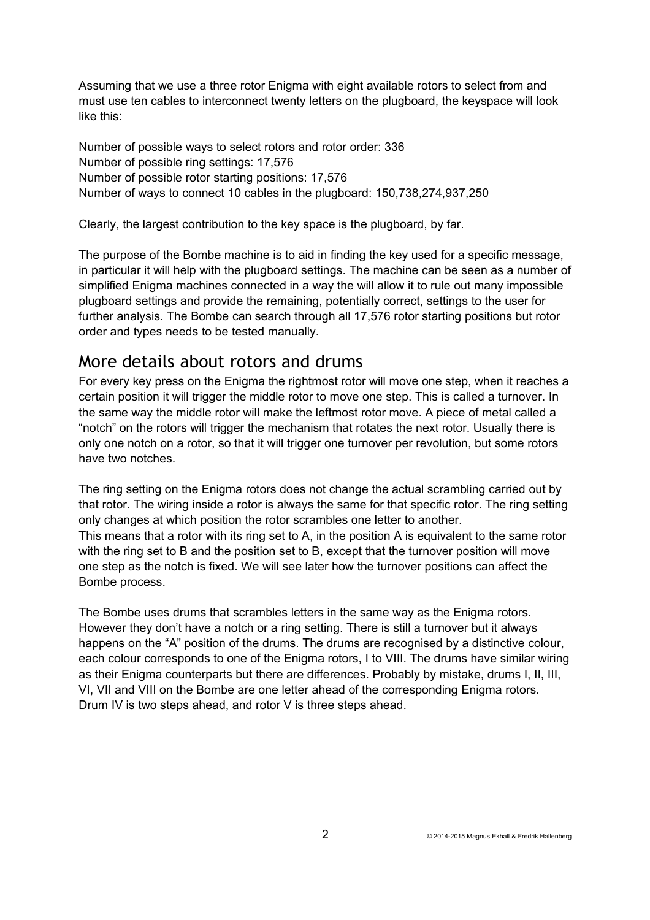Assuming that we use a three rotor Enigma with eight available rotors to select from and must use ten cables to interconnect twenty letters on the plugboard, the keyspace will look like this:

Number of possible ways to select rotors and rotor order: 336
Number of possible ring settings: 17,576
Number of possible rotor starting positions: 17,576
Number of ways to connect 10 cables in the plugboard: 150,738,274,937,250

Clearly, the largest contribution to the key space is the plugboard, by far.

The purpose of the Bombe machine is to aid in finding the key used for a specific message, in particular it will help with the plugboard settings. The machine can be seen as a number of simplified Enigma machines connected in a way the will allow it to rule out many impossible plugboard settings and provide the remaining, potentially correct, settings to the user for further analysis. The Bombe can search through all 17,576 rotor starting positions but rotor order and types needs to be tested manually.

## More details about rotors and drums

For every key press on the Enigma the rightmost rotor will move one step, when it reaches a certain position it will trigger the middle rotor to move one step. This is called a turnover. In the same way the middle rotor will make the leftmost rotor move. A piece of metal called a "notch" on the rotors will trigger the mechanism that rotates the next rotor. Usually there is only one notch on a rotor, so that it will trigger one turnover per revolution, but some rotors have two notches.

The ring setting on the Enigma rotors does not change the actual scrambling carried out by that rotor. The wiring inside a rotor is always the same for that specific rotor. The ring setting only changes at which position the rotor scrambles one letter to another.
This means that a rotor with its ring set to A, in the position A is equivalent to the same rotor with the ring set to B and the position set to B, except that the turnover position will move one step as the notch is fixed. We will see later how the turnover positions can affect the Bombe process.

The Bombe uses drums that scrambles letters in the same way as the Enigma rotors. However they don't have a notch or a ring setting. There is still a turnover but it always happens on the "A" position of the drums. The drums are recognised by a distinctive colour, each colour corresponds to one of the Enigma rotors, I to VIII. The drums have similar wiring as their Enigma counterparts but there are differences. Probably by mistake, drums I, II, III, VI, VII and VIII on the Bombe are one letter ahead of the corresponding Enigma rotors. Drum IV is two steps ahead, and rotor V is three steps ahead.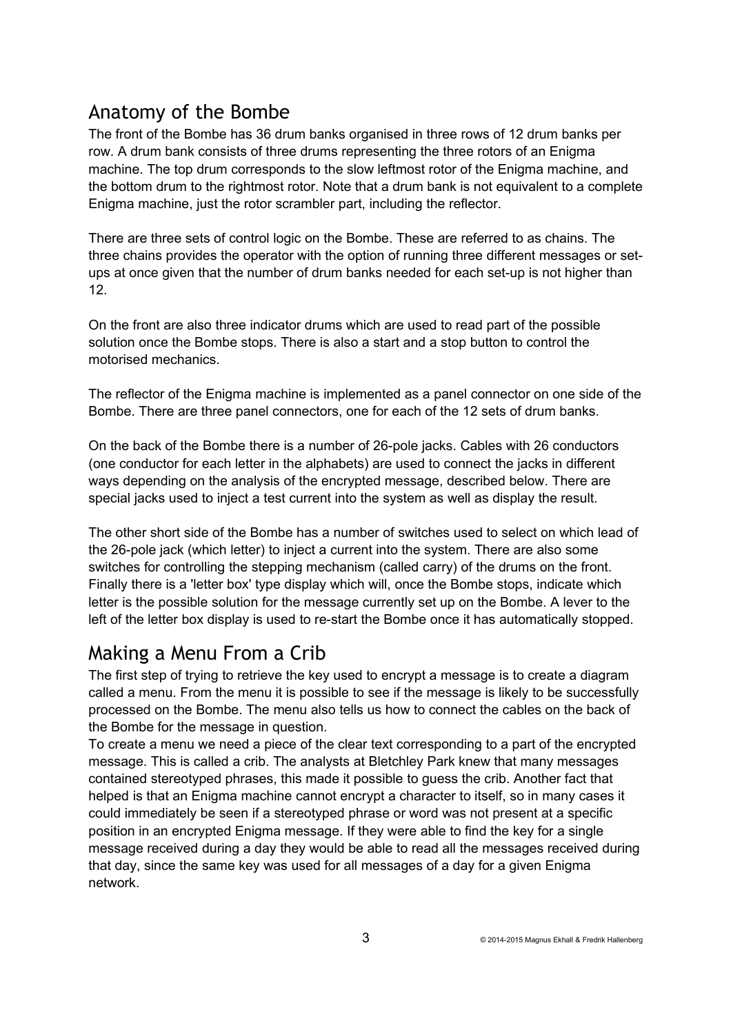## Anatomy of the Bombe

The front of the Bombe has 36 drum banks organised in three rows of 12 drum banks per row. A drum bank consists of three drums representing the three rotors of an Enigma machine. The top drum corresponds to the slow leftmost rotor of the Enigma machine, and the bottom drum to the rightmost rotor. Note that a drum bank is not equivalent to a complete Enigma machine, just the rotor scrambler part, including the reflector.

There are three sets of control logic on the Bombe. These are referred to as chains. The three chains provides the operator with the option of running three different messages or set-ups at once given that the number of drum banks needed for each set-up is not higher than 12.

On the front are also three indicator drums which are used to read part of the possible solution once the Bombe stops. There is also a start and a stop button to control the motorised mechanics.

The reflector of the Enigma machine is implemented as a panel connector on one side of the Bombe. There are three panel connectors, one for each of the 12 sets of drum banks.

On the back of the Bombe there is a number of 26-pole jacks. Cables with 26 conductors (one conductor for each letter in the alphabets) are used to connect the jacks in different ways depending on the analysis of the encrypted message, described below. There are special jacks used to inject a test current into the system as well as display the result.

The other short side of the Bombe has a number of switches used to select on which lead of the 26-pole jack (which letter) to inject a current into the system. There are also some switches for controlling the stepping mechanism (called carry) of the drums on the front. Finally there is a 'letter box' type display which will, once the Bombe stops, indicate which letter is the possible solution for the message currently set up on the Bombe. A lever to the left of the letter box display is used to re-start the Bombe once it has automatically stopped.

## Making a Menu From a Crib

The first step of trying to retrieve the key used to encrypt a message is to create a diagram called a menu. From the menu it is possible to see if the message is likely to be successfully processed on the Bombe. The menu also tells us how to connect the cables on the back of the Bombe for the message in question.

To create a menu we need a piece of the clear text corresponding to a part of the encrypted message. This is called a crib. The analysts at Bletchley Park knew that many messages contained stereotyped phrases, this made it possible to guess the crib. Another fact that helped is that an Enigma machine cannot encrypt a character to itself, so in many cases it could immediately be seen if a stereotyped phrase or word was not present at a specific position in an encrypted Enigma message. If they were able to find the key for a single message received during a day they would be able to read all the messages received during that day, since the same key was used for all messages of a day for a given Enigma network.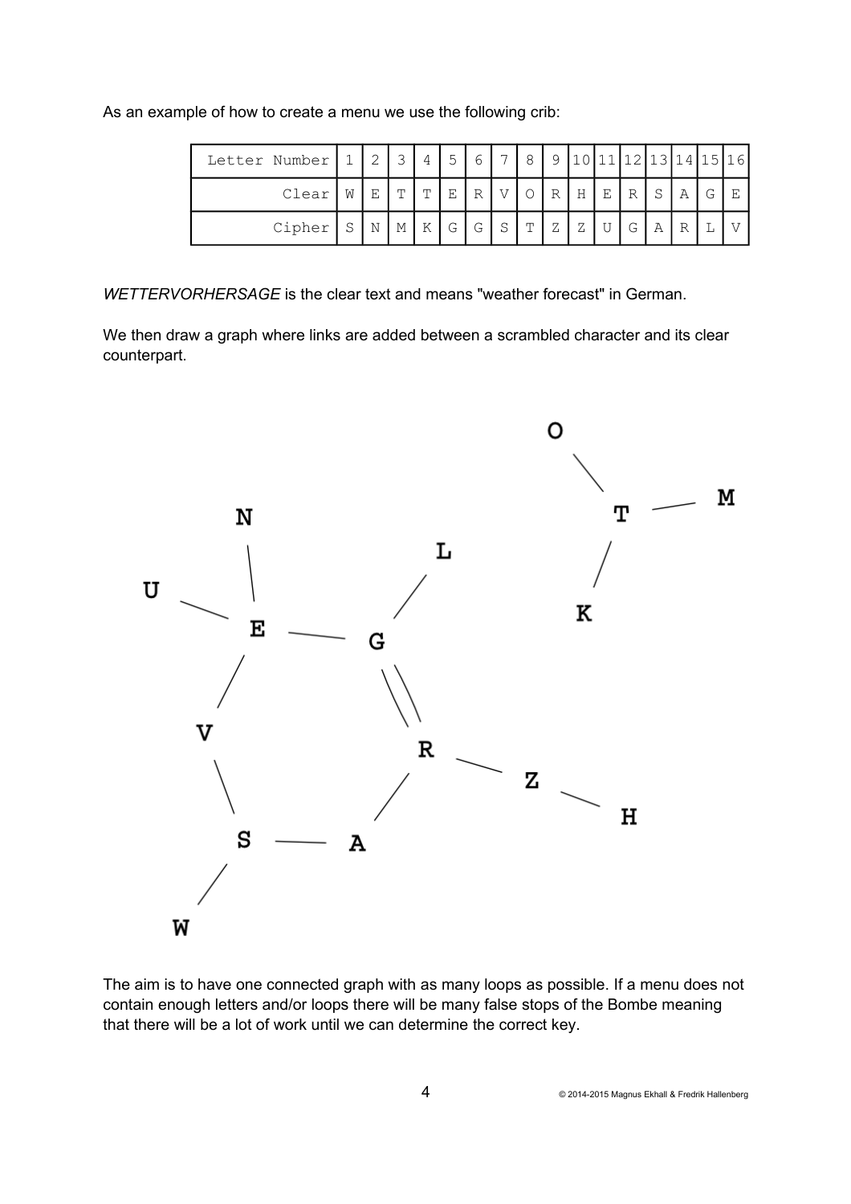As an example of how to create a menu we use the following crib:

| Letter Number | 1 | 2 | 3 | 4 | 5 | 6 | 7 | 8 | 9 | 10 | 11 | 12 | 13 | 14 | 15 | 16 |
|---|---|---|---|---|---|---|---|---|---|---|---|---|---|---|---|---|
| Clear | W | E | T | T | E | R | V | O | R | H | E | R | S | A | G | E |
| Cipher | S | N | M | K | G | G | S | T | Z | Z | U | G | A | R | L | V |

*WETTERVORHERSAGE* is the clear text and means "weather forecast" in German.

We then draw a graph where links are added between a scrambled character and its clear counterpart.

The aim is to have one connected graph with as many loops as possible. If a menu does not contain enough letters and/or loops there will be many false stops of the Bombe meaning that there will be a lot of work until we can determine the correct key.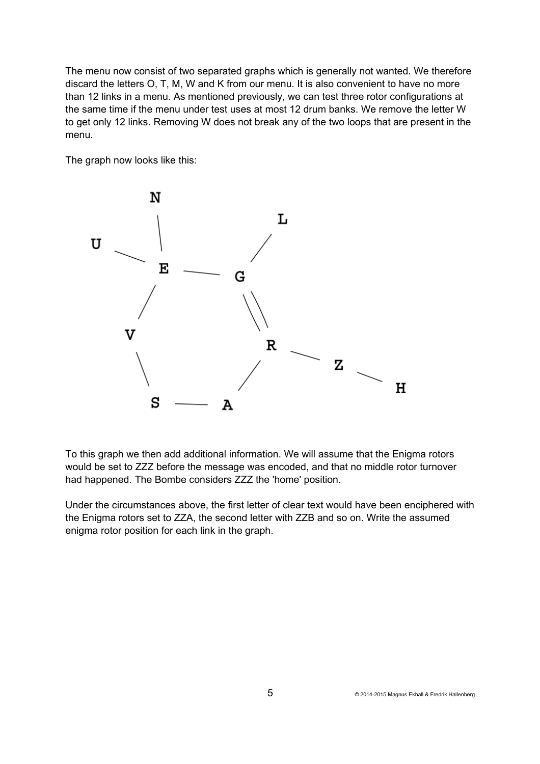The menu now consist of two separated graphs which is generally not wanted. We therefore discard the letters O, T, M, W and K from our menu. It is also convenient to have no more than 12 links in a menu. As mentioned previously, we can test three rotor configurations at the same time if the menu under test uses at most 12 drum banks. We remove the letter W to get only 12 links. Removing W does not break any of the two loops that are present in the menu.

The graph now looks like this:

To this graph we then add additional information. We will assume that the Enigma rotors would be set to ZZZ before the message was encoded, and that no middle rotor turnover had happened. The Bombe considers ZZZ the 'home' position.

Under the circumstances above, the first letter of clear text would have been enciphered with the Enigma rotors set to ZZA, the second letter with ZZB and so on. Write the assumed enigma rotor position for each link in the graph.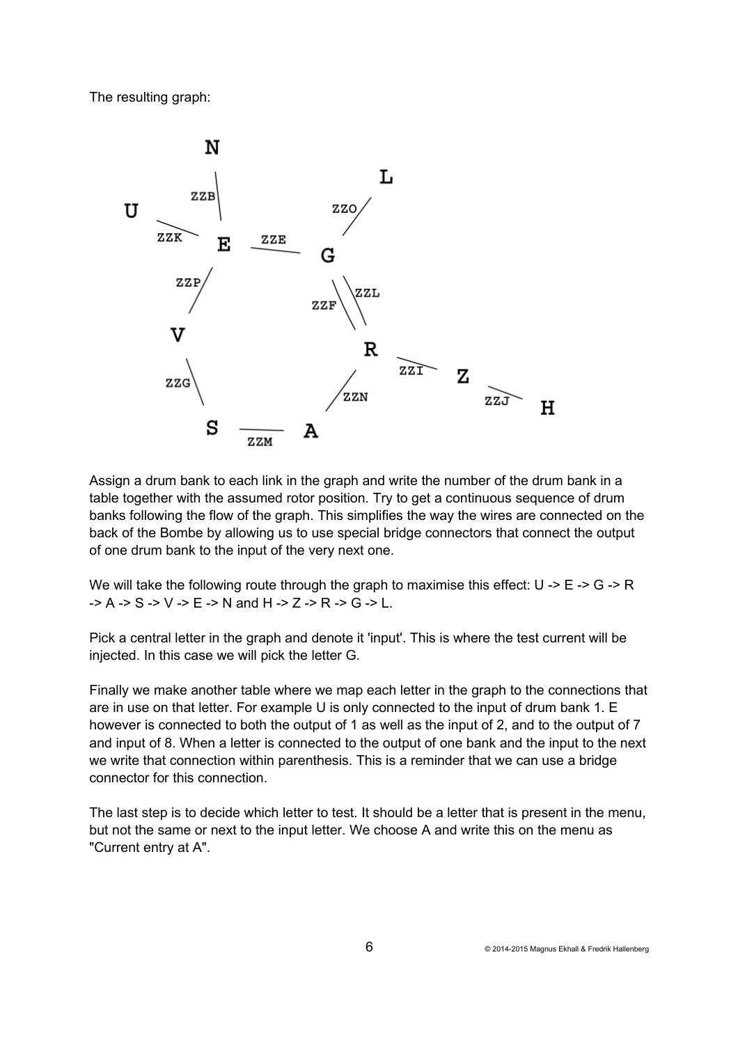The resulting graph:

Assign a drum bank to each link in the graph and write the number of the drum bank in a table together with the assumed rotor position. Try to get a continuous sequence of drum banks following the flow of the graph. This simplifies the way the wires are connected on the back of the Bombe by allowing us to use special bridge connectors that connect the output of one drum bank to the input of the very next one.

We will take the following route through the graph to maximise this effect: U -> E -> G -> R -> A -> S -> V -> E -> N and H -> Z -> R -> G -> L.

Pick a central letter in the graph and denote it 'input'. This is where the test current will be injected. In this case we will pick the letter G.

Finally we make another table where we map each letter in the graph to the connections that are in use on that letter. For example U is only connected to the input of drum bank 1. E however is connected to both the output of 1 as well as the input of 2, and to the output of 7 and input of 8. When a letter is connected to the output of one bank and the input to the next we write that connection within parenthesis. This is a reminder that we can use a bridge connector for this connection.

The last step is to decide which letter to test. It should be a letter that is present in the menu, but not the same or next to the input letter. We choose A and write this on the menu as "Current entry at A".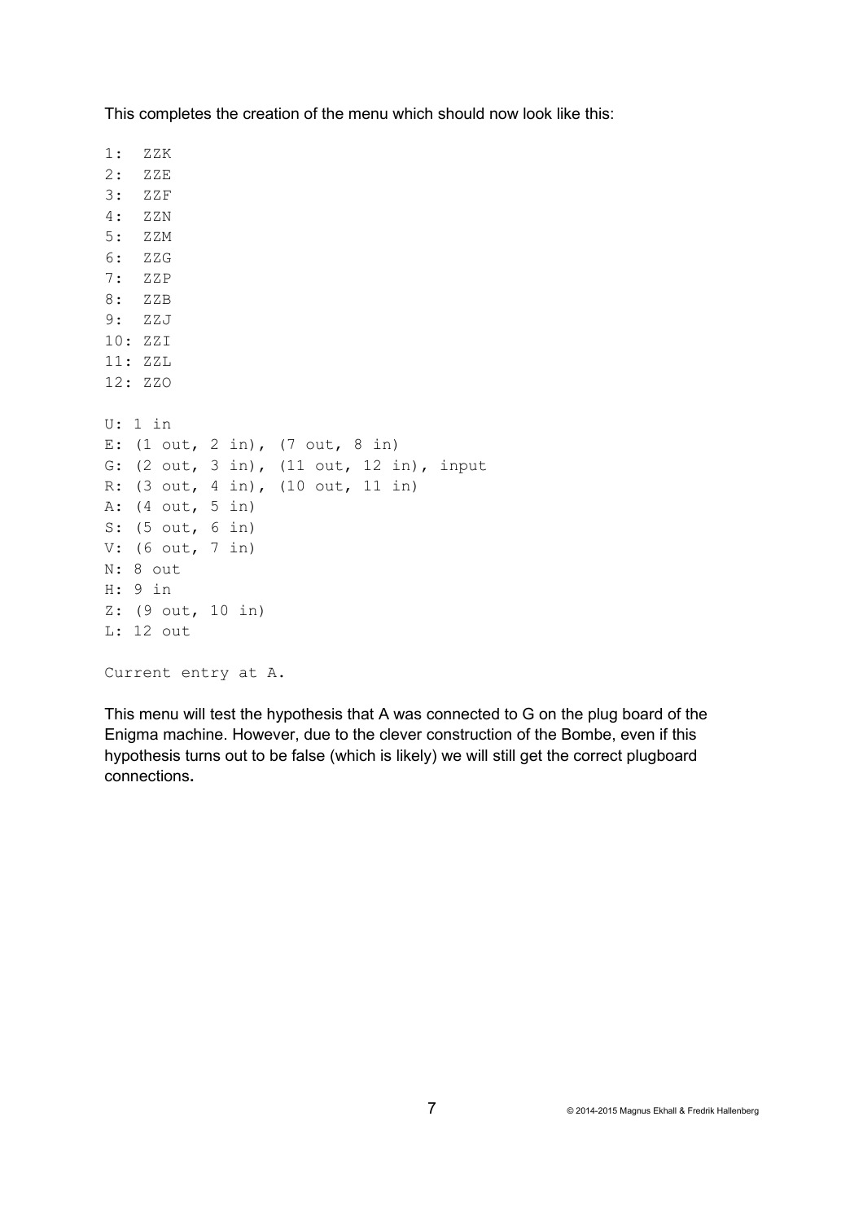This completes the creation of the menu which should now look like this:

```
1:  ZZK
2:  ZZE
3:  ZZF
4:  ZZN
5:  ZZM
6:  ZZG
7:  ZZP
8:  ZZB
9:  ZZJ
10: ZZI
11: ZZL
12: ZZO

U: 1 in
E: (1 out, 2 in), (7 out, 8 in)
G: (2 out, 3 in), (11 out, 12 in), input
R: (3 out, 4 in), (10 out, 11 in)
A: (4 out, 5 in)
S: (5 out, 6 in)
V: (6 out, 7 in)
N: 8 out
H: 9 in
Z: (9 out, 10 in)
L: 12 out

Current entry at A.
```

This menu will test the hypothesis that A was connected to G on the plug board of the Enigma machine. However, due to the clever construction of the Bombe, even if this hypothesis turns out to be false (which is likely) we will still get the correct plugboard connections.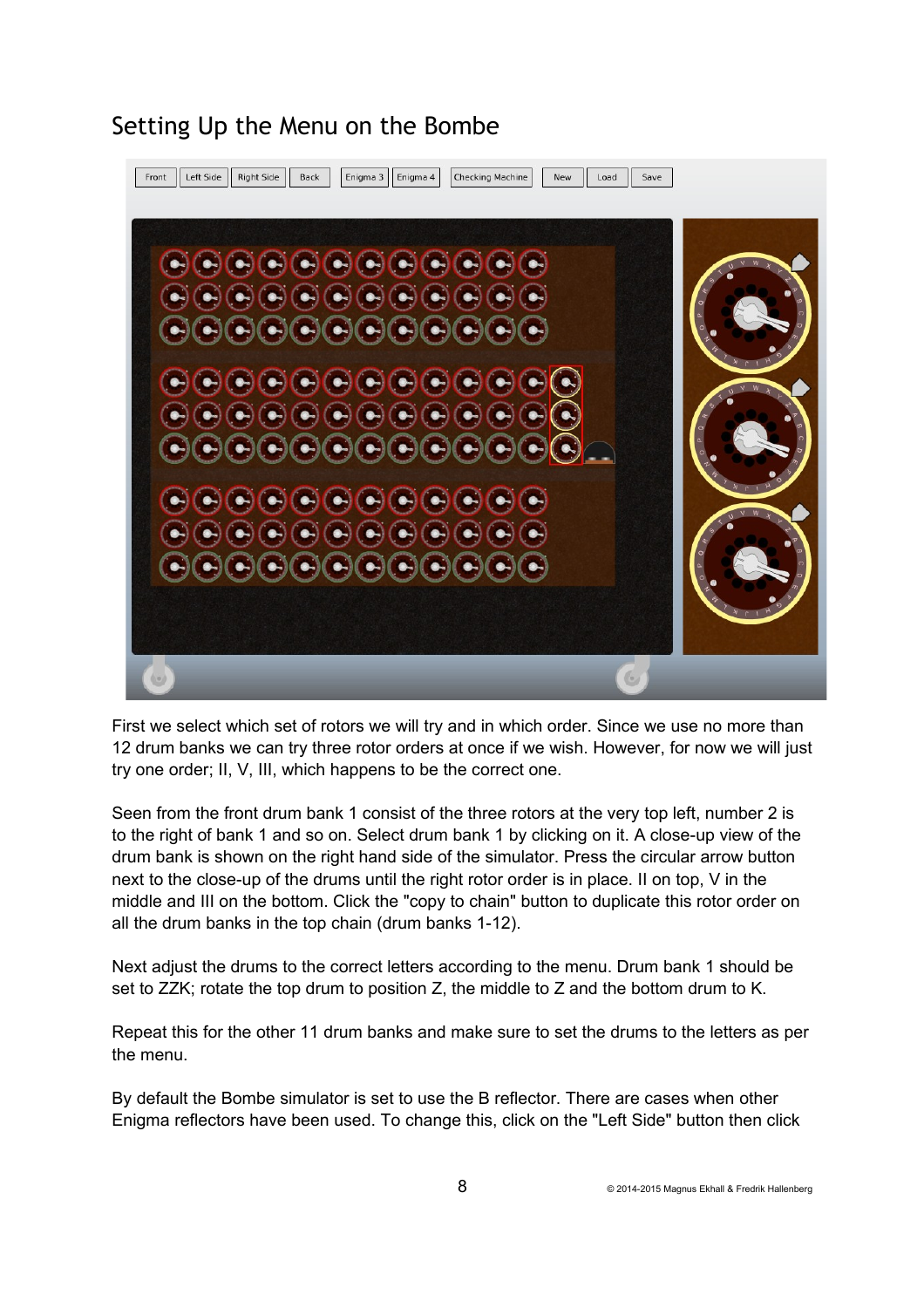# Setting Up the Menu on the Bombe

First we select which set of rotors we will try and in which order. Since we use no more than 12 drum banks we can try three rotor orders at once if we wish. However, for now we will just try one order; II, V, III, which happens to be the correct one.

Seen from the front drum bank 1 consist of the three rotors at the very top left, number 2 is to the right of bank 1 and so on. Select drum bank 1 by clicking on it. A close-up view of the drum bank is shown on the right hand side of the simulator. Press the circular arrow button next to the close-up of the drums until the right rotor order is in place. II on top, V in the middle and III on the bottom. Click the "copy to chain" button to duplicate this rotor order on all the drum banks in the top chain (drum banks 1-12).

Next adjust the drums to the correct letters according to the menu. Drum bank 1 should be set to ZZK; rotate the top drum to position Z, the middle to Z and the bottom drum to K.

Repeat this for the other 11 drum banks and make sure to set the drums to the letters as per the menu.

By default the Bombe simulator is set to use the B reflector. There are cases when other Enigma reflectors have been used. To change this, click on the "Left Side" button then click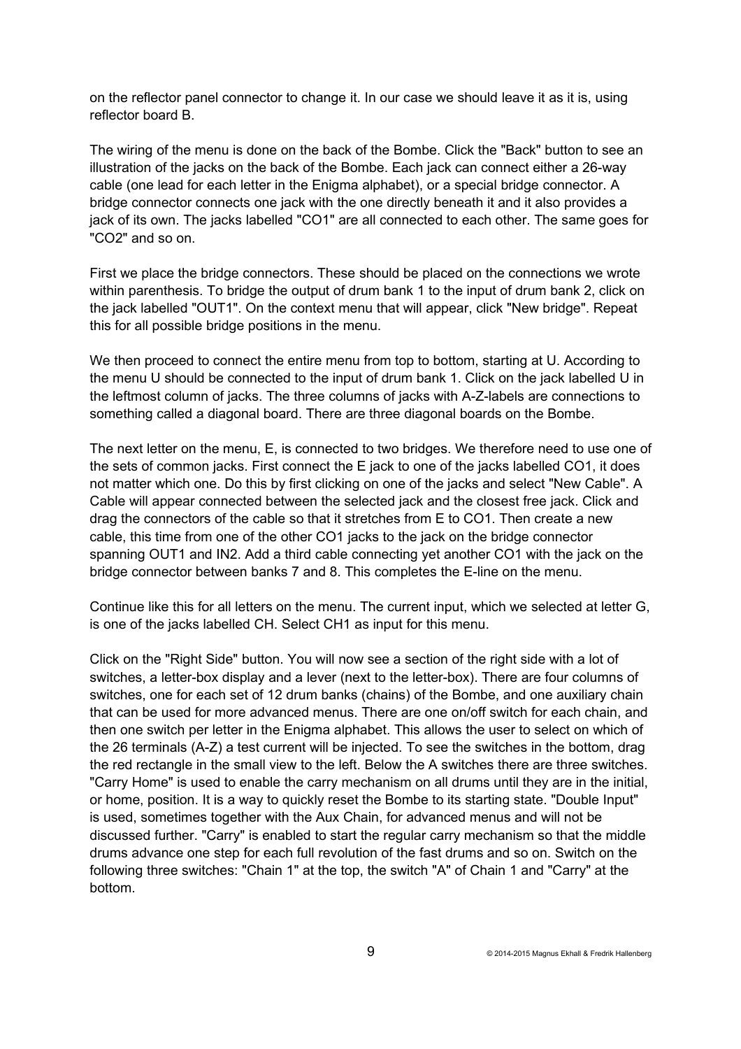on the reflector panel connector to change it. In our case we should leave it as it is, using reflector board B.

The wiring of the menu is done on the back of the Bombe. Click the "Back" button to see an illustration of the jacks on the back of the Bombe. Each jack can connect either a 26-way cable (one lead for each letter in the Enigma alphabet), or a special bridge connector. A bridge connector connects one jack with the one directly beneath it and it also provides a jack of its own. The jacks labelled "CO1" are all connected to each other. The same goes for "CO2" and so on.

First we place the bridge connectors. These should be placed on the connections we wrote within parenthesis. To bridge the output of drum bank 1 to the input of drum bank 2, click on the jack labelled "OUT1". On the context menu that will appear, click "New bridge". Repeat this for all possible bridge positions in the menu.

We then proceed to connect the entire menu from top to bottom, starting at U. According to the menu U should be connected to the input of drum bank 1. Click on the jack labelled U in the leftmost column of jacks. The three columns of jacks with A-Z-labels are connections to something called a diagonal board. There are three diagonal boards on the Bombe.

The next letter on the menu, E, is connected to two bridges. We therefore need to use one of the sets of common jacks. First connect the E jack to one of the jacks labelled CO1, it does not matter which one. Do this by first clicking on one of the jacks and select "New Cable". A Cable will appear connected between the selected jack and the closest free jack. Click and drag the connectors of the cable so that it stretches from E to CO1. Then create a new cable, this time from one of the other CO1 jacks to the jack on the bridge connector spanning OUT1 and IN2. Add a third cable connecting yet another CO1 with the jack on the bridge connector between banks 7 and 8. This completes the E-line on the menu.

Continue like this for all letters on the menu. The current input, which we selected at letter G, is one of the jacks labelled CH. Select CH1 as input for this menu.

Click on the "Right Side" button. You will now see a section of the right side with a lot of switches, a letter-box display and a lever (next to the letter-box). There are four columns of switches, one for each set of 12 drum banks (chains) of the Bombe, and one auxiliary chain that can be used for more advanced menus. There are one on/off switch for each chain, and then one switch per letter in the Enigma alphabet. This allows the user to select on which of the 26 terminals (A-Z) a test current will be injected. To see the switches in the bottom, drag the red rectangle in the small view to the left. Below the A switches there are three switches. "Carry Home" is used to enable the carry mechanism on all drums until they are in the initial, or home, position. It is a way to quickly reset the Bombe to its starting state. "Double Input" is used, sometimes together with the Aux Chain, for advanced menus and will not be discussed further. "Carry" is enabled to start the regular carry mechanism so that the middle drums advance one step for each full revolution of the fast drums and so on. Switch on the following three switches: "Chain 1" at the top, the switch "A" of Chain 1 and "Carry" at the bottom.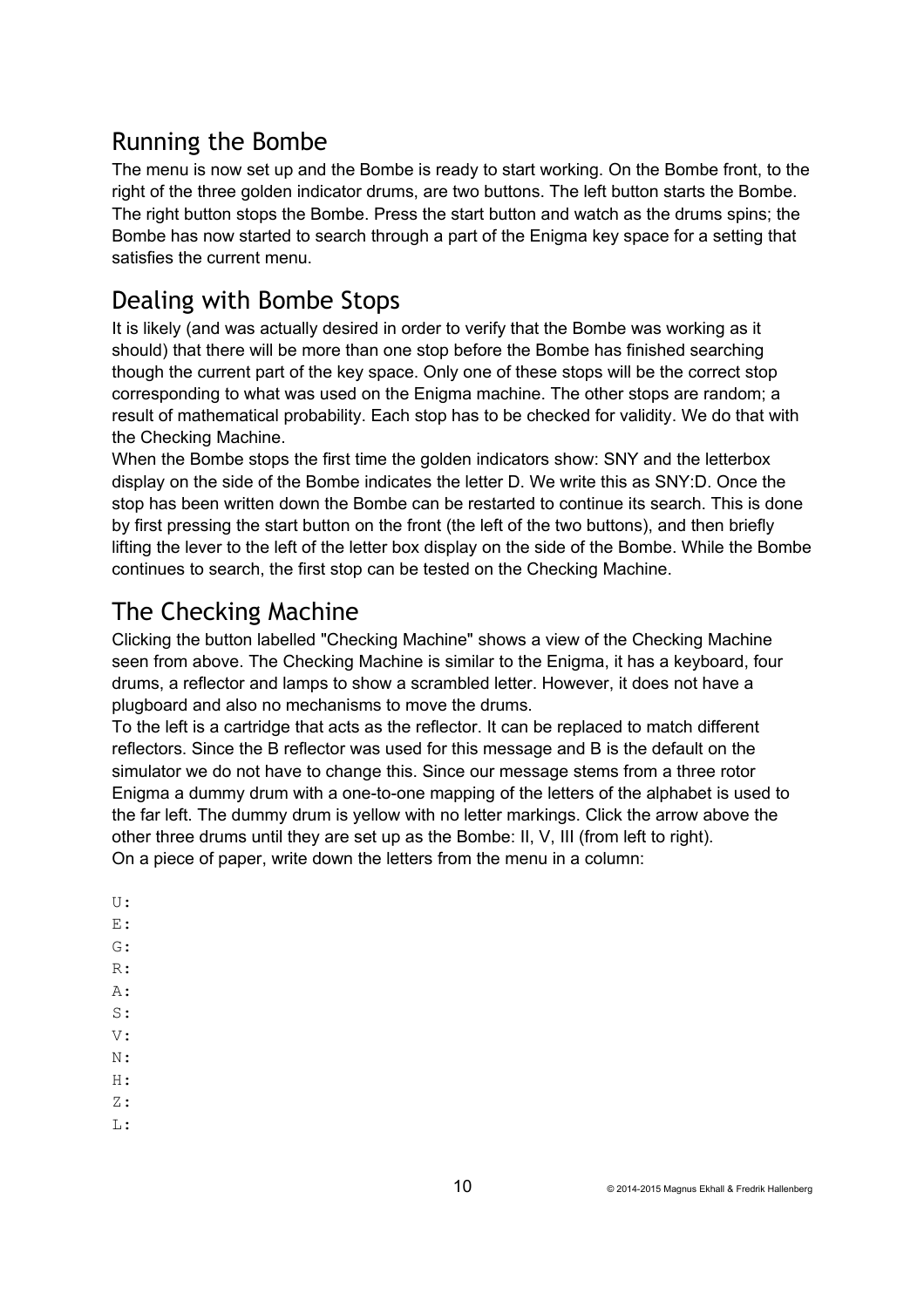## Running the Bombe

The menu is now set up and the Bombe is ready to start working. On the Bombe front, to the right of the three golden indicator drums, are two buttons. The left button starts the Bombe. The right button stops the Bombe. Press the start button and watch as the drums spins; the Bombe has now started to search through a part of the Enigma key space for a setting that satisfies the current menu.

## Dealing with Bombe Stops

It is likely (and was actually desired in order to verify that the Bombe was working as it should) that there will be more than one stop before the Bombe has finished searching though the current part of the key space. Only one of these stops will be the correct stop corresponding to what was used on the Enigma machine. The other stops are random; a result of mathematical probability. Each stop has to be checked for validity. We do that with the Checking Machine.

When the Bombe stops the first time the golden indicators show: SNY and the letterbox display on the side of the Bombe indicates the letter D. We write this as SNY:D. Once the stop has been written down the Bombe can be restarted to continue its search. This is done by first pressing the start button on the front (the left of the two buttons), and then briefly lifting the lever to the left of the letter box display on the side of the Bombe. While the Bombe continues to search, the first stop can be tested on the Checking Machine.

## The Checking Machine

Clicking the button labelled "Checking Machine" shows a view of the Checking Machine seen from above. The Checking Machine is similar to the Enigma, it has a keyboard, four drums, a reflector and lamps to show a scrambled letter. However, it does not have a plugboard and also no mechanisms to move the drums.

To the left is a cartridge that acts as the reflector. It can be replaced to match different reflectors. Since the B reflector was used for this message and B is the default on the simulator we do not have to change this. Since our message stems from a three rotor Enigma a dummy drum with a one-to-one mapping of the letters of the alphabet is used to the far left. The dummy drum is yellow with no letter markings. Click the arrow above the other three drums until they are set up as the Bombe: II, V, III (from left to right).

On a piece of paper, write down the letters from the menu in a column:

```
U:
E:
G:
R:
A:
S:
V:
N:
H:
Z:
L:
```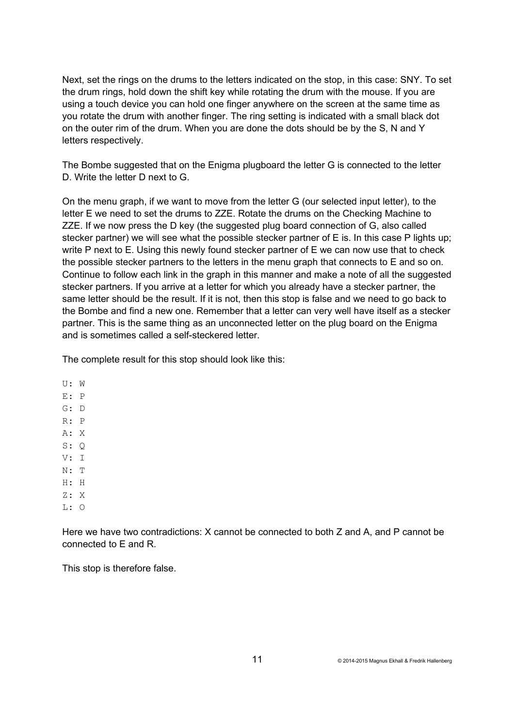Next, set the rings on the drums to the letters indicated on the stop, in this case: SNY. To set the drum rings, hold down the shift key while rotating the drum with the mouse. If you are using a touch device you can hold one finger anywhere on the screen at the same time as you rotate the drum with another finger. The ring setting is indicated with a small black dot on the outer rim of the drum. When you are done the dots should be by the S, N and Y letters respectively.

The Bombe suggested that on the Enigma plugboard the letter G is connected to the letter D. Write the letter D next to G.

On the menu graph, if we want to move from the letter G (our selected input letter), to the letter E we need to set the drums to ZZE. Rotate the drums on the Checking Machine to ZZE. If we now press the D key (the suggested plug board connection of G, also called stecker partner) we will see what the possible stecker partner of E is. In this case P lights up; write P next to E. Using this newly found stecker partner of E we can now use that to check the possible stecker partners to the letters in the menu graph that connects to E and so on. Continue to follow each link in the graph in this manner and make a note of all the suggested stecker partners. If you arrive at a letter for which you already have a stecker partner, the same letter should be the result. If it is not, then this stop is false and we need to go back to the Bombe and find a new one. Remember that a letter can very well have itself as a stecker partner. This is the same thing as an unconnected letter on the plug board on the Enigma and is sometimes called a self-steckered letter.

The complete result for this stop should look like this:

```
U: W
E: P
G: D
R: P
A: X
S: Q
V: I
N: T
H: H
Z: X
L: O
```

Here we have two contradictions: X cannot be connected to both Z and A, and P cannot be connected to E and R.

This stop is therefore false.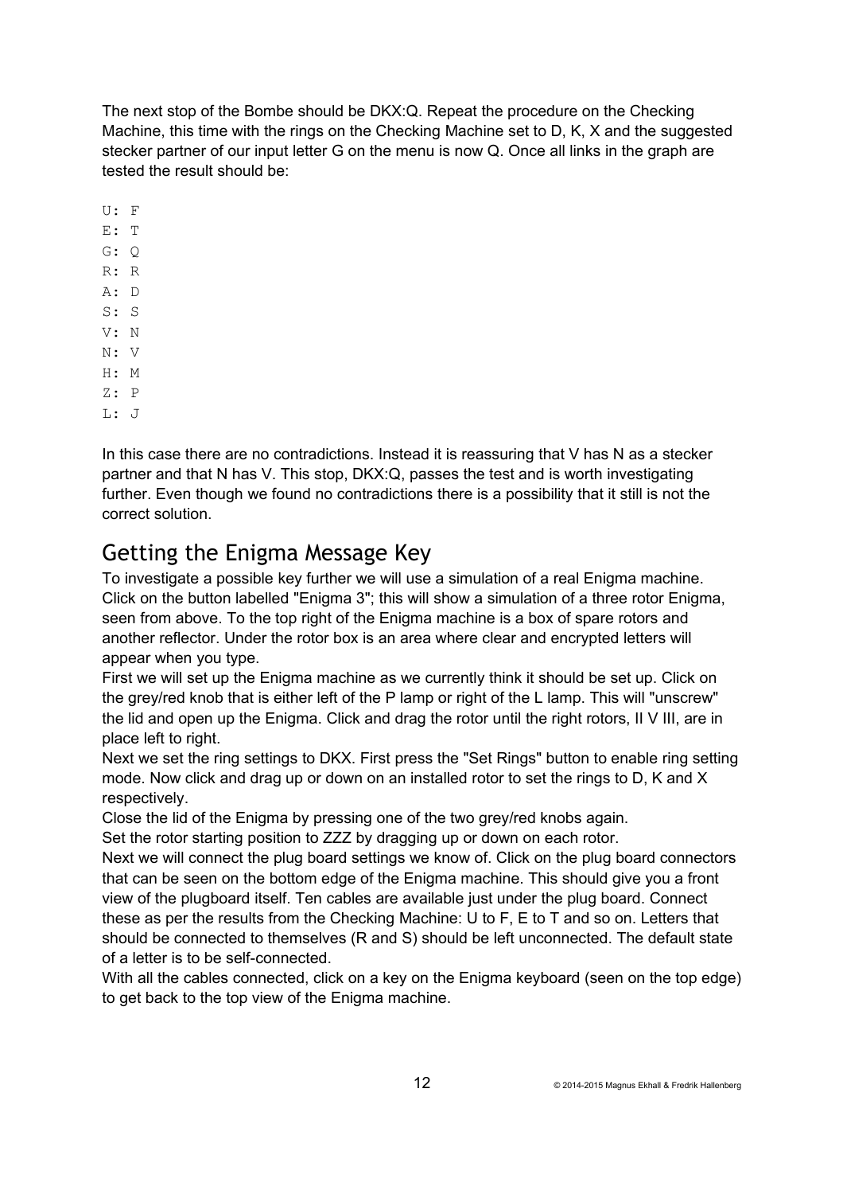The next stop of the Bombe should be DKX:Q. Repeat the procedure on the Checking Machine, this time with the rings on the Checking Machine set to D, K, X and the suggested stecker partner of our input letter G on the menu is now Q. Once all links in the graph are tested the result should be:

```
U: F
E: T
G: Q
R: R
A: D
S: S
V: N
N: V
H: M
Z: P
L: J
```

In this case there are no contradictions. Instead it is reassuring that V has N as a stecker partner and that N has V. This stop, DKX:Q, passes the test and is worth investigating further. Even though we found no contradictions there is a possibility that it still is not the correct solution.

## Getting the Enigma Message Key

To investigate a possible key further we will use a simulation of a real Enigma machine. Click on the button labelled "Enigma 3"; this will show a simulation of a three rotor Enigma, seen from above. To the top right of the Enigma machine is a box of spare rotors and another reflector. Under the rotor box is an area where clear and encrypted letters will appear when you type.

First we will set up the Enigma machine as we currently think it should be set up. Click on the grey/red knob that is either left of the P lamp or right of the L lamp. This will "unscrew" the lid and open up the Enigma. Click and drag the rotor until the right rotors, II V III, are in place left to right.

Next we set the ring settings to DKX. First press the "Set Rings" button to enable ring setting mode. Now click and drag up or down on an installed rotor to set the rings to D, K and X respectively.

Close the lid of the Enigma by pressing one of the two grey/red knobs again.

Set the rotor starting position to ZZZ by dragging up or down on each rotor.

Next we will connect the plug board settings we know of. Click on the plug board connectors that can be seen on the bottom edge of the Enigma machine. This should give you a front view of the plugboard itself. Ten cables are available just under the plug board. Connect these as per the results from the Checking Machine: U to F, E to T and so on. Letters that should be connected to themselves (R and S) should be left unconnected. The default state of a letter is to be self-connected.

With all the cables connected, click on a key on the Enigma keyboard (seen on the top edge) to get back to the top view of the Enigma machine.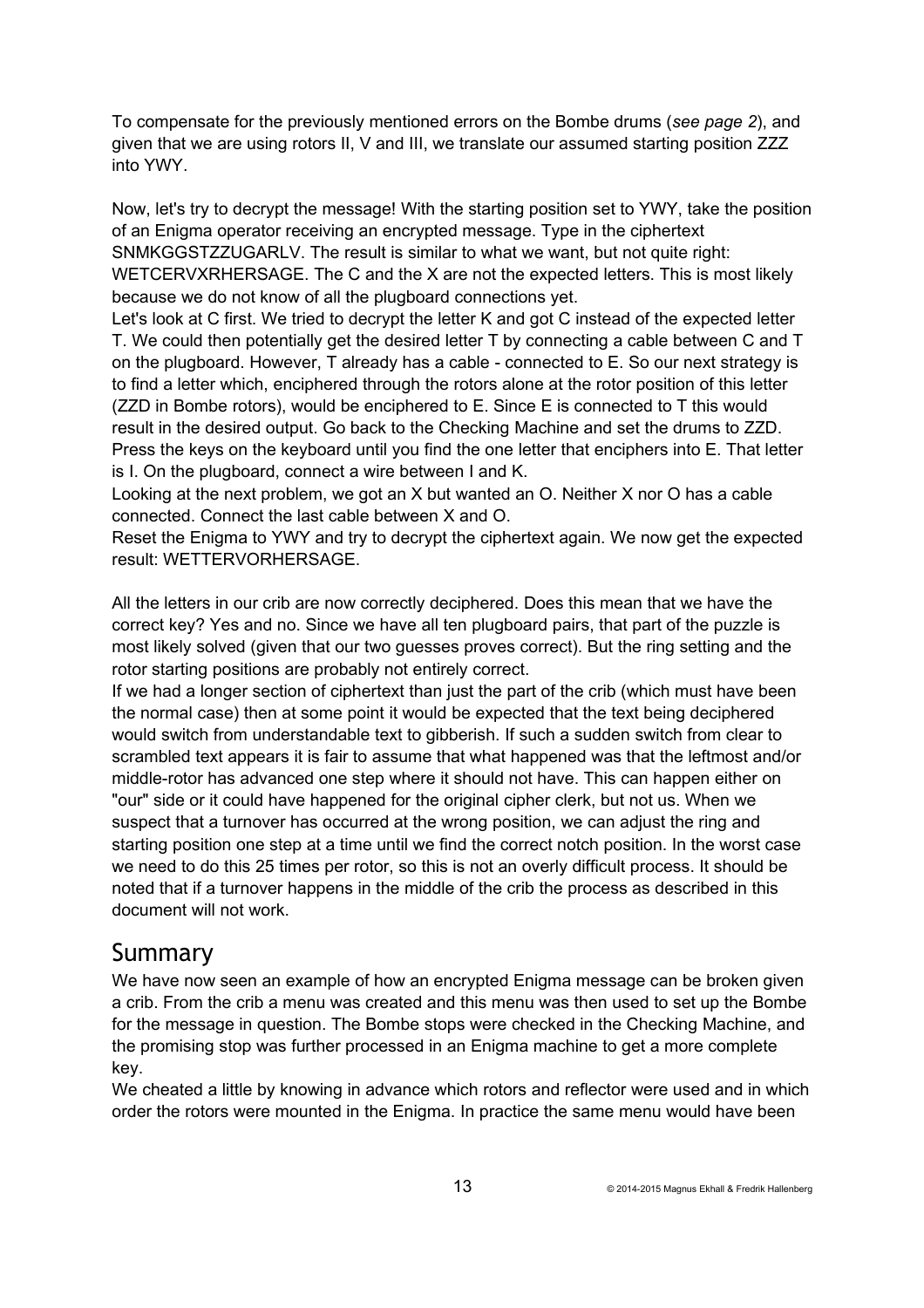To compensate for the previously mentioned errors on the Bombe drums (*see page 2*), and given that we are using rotors II, V and III, we translate our assumed starting position ZZZ into YWY.

Now, let's try to decrypt the message! With the starting position set to YWY, take the position of an Enigma operator receiving an encrypted message. Type in the ciphertext SNMKGGSTZZUGARLV. The result is similar to what we want, but not quite right: WETCERVXRHERSAGE. The C and the X are not the expected letters. This is most likely because we do not know of all the plugboard connections yet.
Let's look at C first. We tried to decrypt the letter K and got C instead of the expected letter T. We could then potentially get the desired letter T by connecting a cable between C and T on the plugboard. However, T already has a cable - connected to E. So our next strategy is to find a letter which, enciphered through the rotors alone at the rotor position of this letter (ZZD in Bombe rotors), would be enciphered to E. Since E is connected to T this would result in the desired output. Go back to the Checking Machine and set the drums to ZZD. Press the keys on the keyboard until you find the one letter that enciphers into E. That letter is I. On the plugboard, connect a wire between I and K.
Looking at the next problem, we got an X but wanted an O. Neither X nor O has a cable connected. Connect the last cable between X and O.
Reset the Enigma to YWY and try to decrypt the ciphertext again. We now get the expected result: WETTERVORHERSAGE.

All the letters in our crib are now correctly deciphered. Does this mean that we have the correct key? Yes and no. Since we have all ten plugboard pairs, that part of the puzzle is most likely solved (given that our two guesses proves correct). But the ring setting and the rotor starting positions are probably not entirely correct.
If we had a longer section of ciphertext than just the part of the crib (which must have been the normal case) then at some point it would be expected that the text being deciphered would switch from understandable text to gibberish. If such a sudden switch from clear to scrambled text appears it is fair to assume that what happened was that the leftmost and/or middle-rotor has advanced one step where it should not have. This can happen either on "our" side or it could have happened for the original cipher clerk, but not us. When we suspect that a turnover has occurred at the wrong position, we can adjust the ring and starting position one step at a time until we find the correct notch position. In the worst case we need to do this 25 times per rotor, so this is not an overly difficult process. It should be noted that if a turnover happens in the middle of the crib the process as described in this document will not work.

## Summary

We have now seen an example of how an encrypted Enigma message can be broken given a crib. From the crib a menu was created and this menu was then used to set up the Bombe for the message in question. The Bombe stops were checked in the Checking Machine, and the promising stop was further processed in an Enigma machine to get a more complete key.
We cheated a little by knowing in advance which rotors and reflector were used and in which order the rotors were mounted in the Enigma. In practice the same menu would have been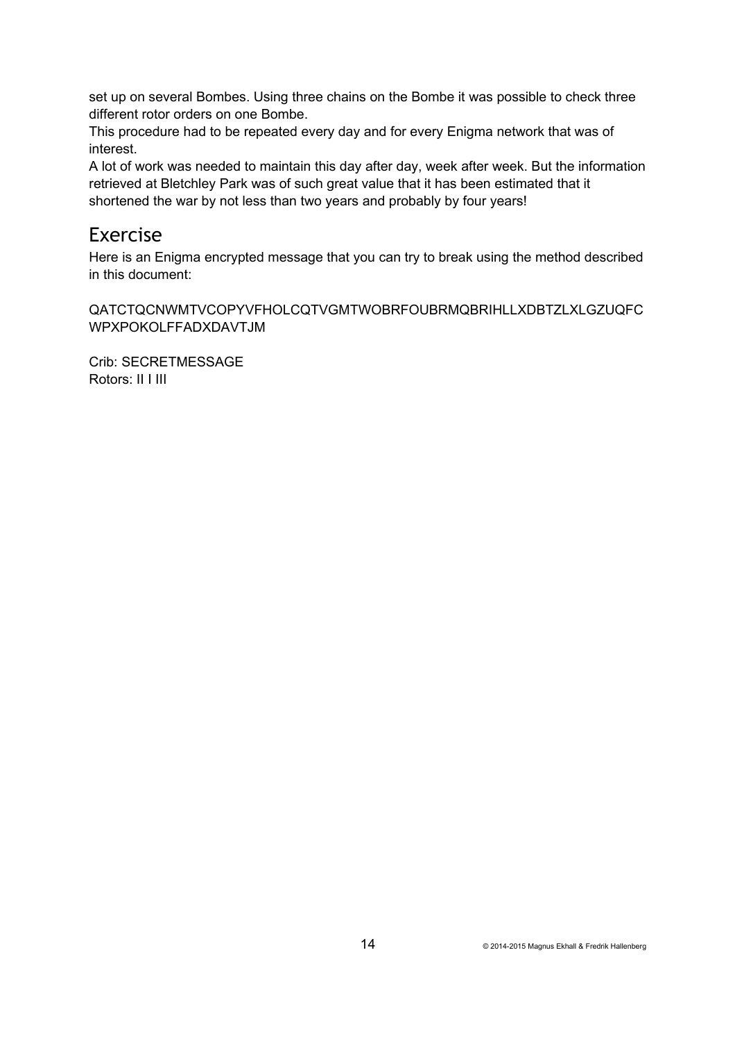set up on several Bombes. Using three chains on the Bombe it was possible to check three different rotor orders on one Bombe.
This procedure had to be repeated every day and for every Enigma network that was of interest.
A lot of work was needed to maintain this day after day, week after week. But the information retrieved at Bletchley Park was of such great value that it has been estimated that it shortened the war by not less than two years and probably by four years!

## Exercise

Here is an Enigma encrypted message that you can try to break using the method described in this document:

QATCTQCNWMTVCOPYVFHOLCQTVGMTWOBRFOUBRMQBRIHLLXDBTZLXLGZUQFC
WPXPOKOLFFADXDAVTJM

Crib: SECRETMESSAGE
Rotors: II I III